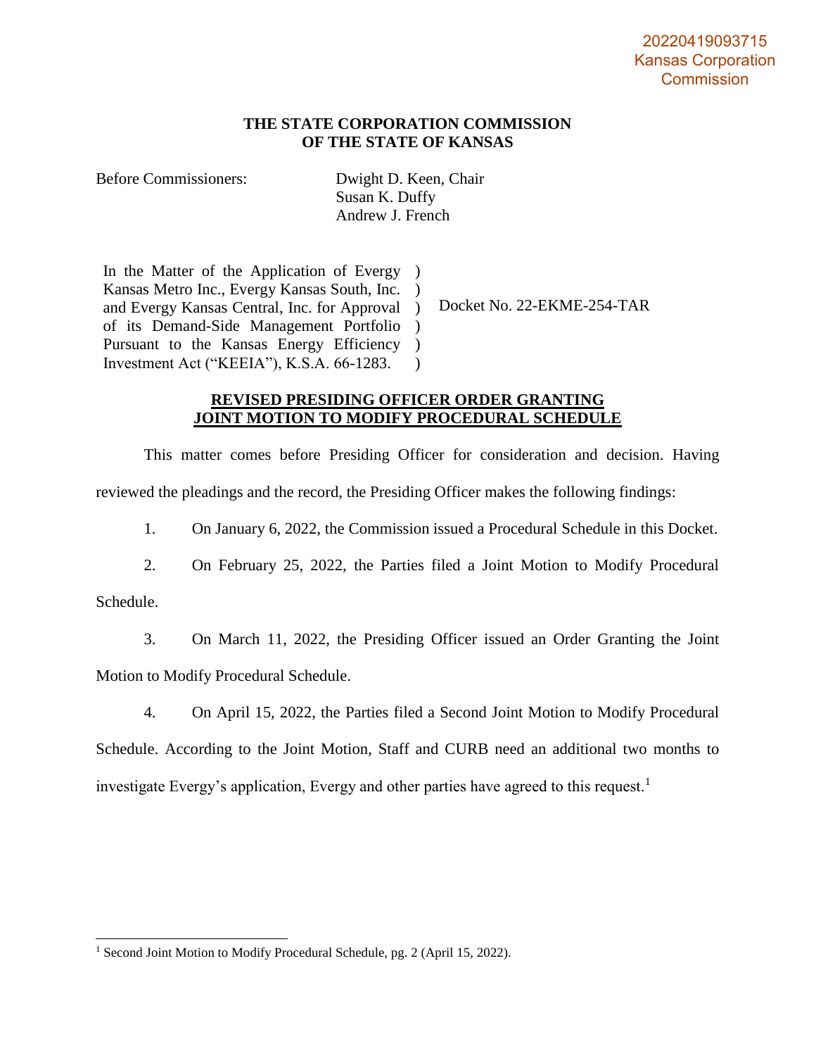20220419093715
Kansas Corporation
Commission

**THE STATE CORPORATION COMMISSION
OF THE STATE OF KANSAS**

Before Commissioners: Dwight D. Keen, Chair
Susan K. Duffy
Andrew J. French

| | | |
|---|---|---|
| In the Matter of the Application of Evergy Kansas Metro Inc., Evergy Kansas South, Inc. and Evergy Kansas Central, Inc. for Approval of its Demand-Side Management Portfolio Pursuant to the Kansas Energy Efficiency Investment Act ("KEEIA"), K.S.A. 66-1283. | ) | Docket No. 22-EKME-254-TAR |

**REVISED PRESIDING OFFICER ORDER GRANTING
JOINT MOTION TO MODIFY PROCEDURAL SCHEDULE**

This matter comes before Presiding Officer for consideration and decision. Having reviewed the pleadings and the record, the Presiding Officer makes the following findings:

1. On January 6, 2022, the Commission issued a Procedural Schedule in this Docket.

2. On February 25, 2022, the Parties filed a Joint Motion to Modify Procedural Schedule.

3. On March 11, 2022, the Presiding Officer issued an Order Granting the Joint Motion to Modify Procedural Schedule.

4. On April 15, 2022, the Parties filed a Second Joint Motion to Modify Procedural Schedule. According to the Joint Motion, Staff and CURB need an additional two months to investigate Evergy's application, Evergy and other parties have agreed to this request.[1]

---

[1] Second Joint Motion to Modify Procedural Schedule, pg. 2 (April 15, 2022).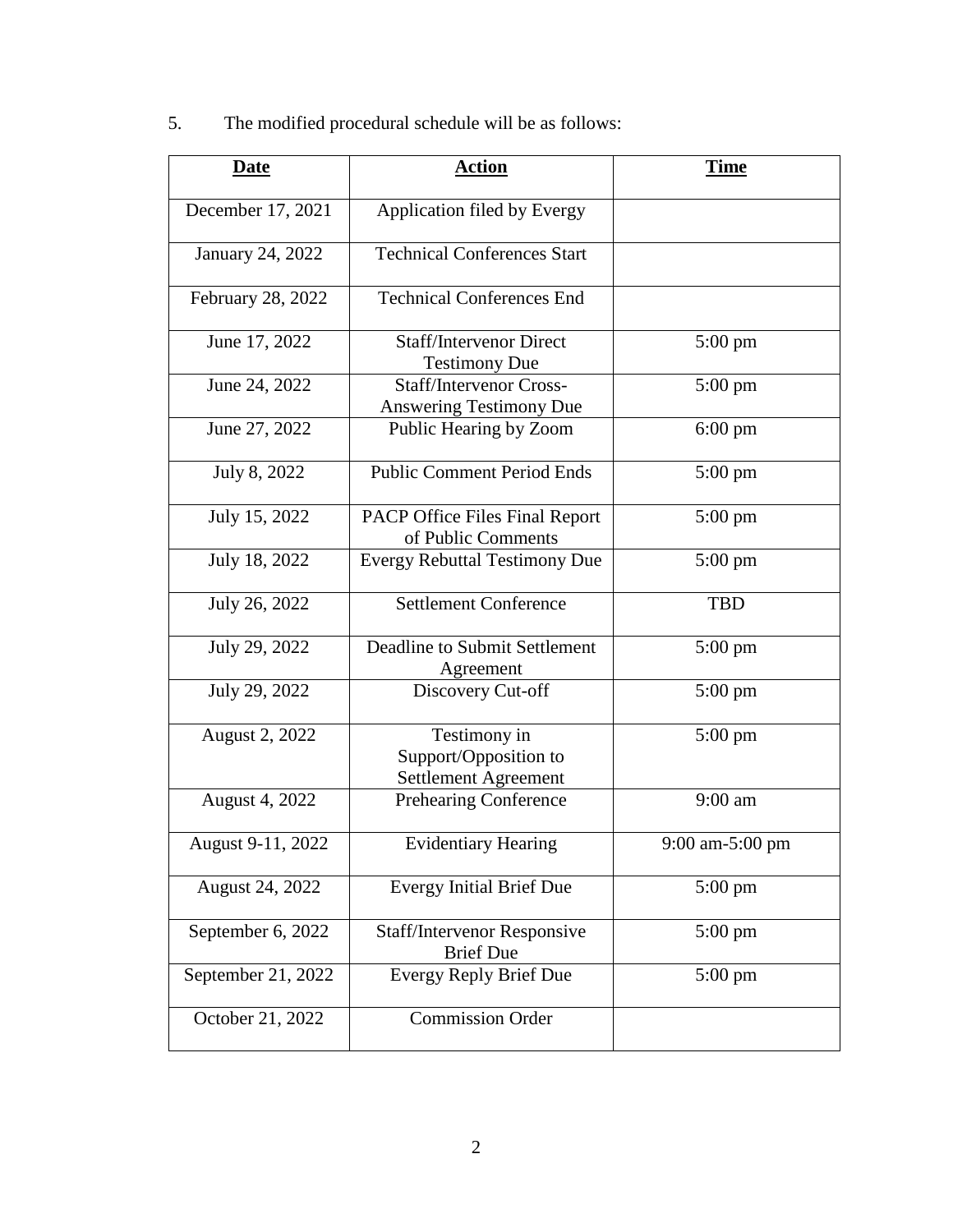5. The modified procedural schedule will be as follows:

| **Date** | **Action** | **Time** |
| --- | --- | --- |
| December 17, 2021 | Application filed by Evergy | |
| January 24, 2022 | Technical Conferences Start | |
| February 28, 2022 | Technical Conferences End | |
| June 17, 2022 | Staff/Intervenor Direct Testimony Due | 5:00 pm |
| June 24, 2022 | Staff/Intervenor Cross-Answering Testimony Due | 5:00 pm |
| June 27, 2022 | Public Hearing by Zoom | 6:00 pm |
| July 8, 2022 | Public Comment Period Ends | 5:00 pm |
| July 15, 2022 | PACP Office Files Final Report of Public Comments | 5:00 pm |
| July 18, 2022 | Evergy Rebuttal Testimony Due | 5:00 pm |
| July 26, 2022 | Settlement Conference | TBD |
| July 29, 2022 | Deadline to Submit Settlement Agreement | 5:00 pm |
| July 29, 2022 | Discovery Cut-off | 5:00 pm |
| August 2, 2022 | Testimony in Support/Opposition to Settlement Agreement | 5:00 pm |
| August 4, 2022 | Prehearing Conference | 9:00 am |
| August 9-11, 2022 | Evidentiary Hearing | 9:00 am-5:00 pm |
| August 24, 2022 | Evergy Initial Brief Due | 5:00 pm |
| September 6, 2022 | Staff/Intervenor Responsive Brief Due | 5:00 pm |
| September 21, 2022 | Evergy Reply Brief Due | 5:00 pm |
| October 21, 2022 | Commission Order | |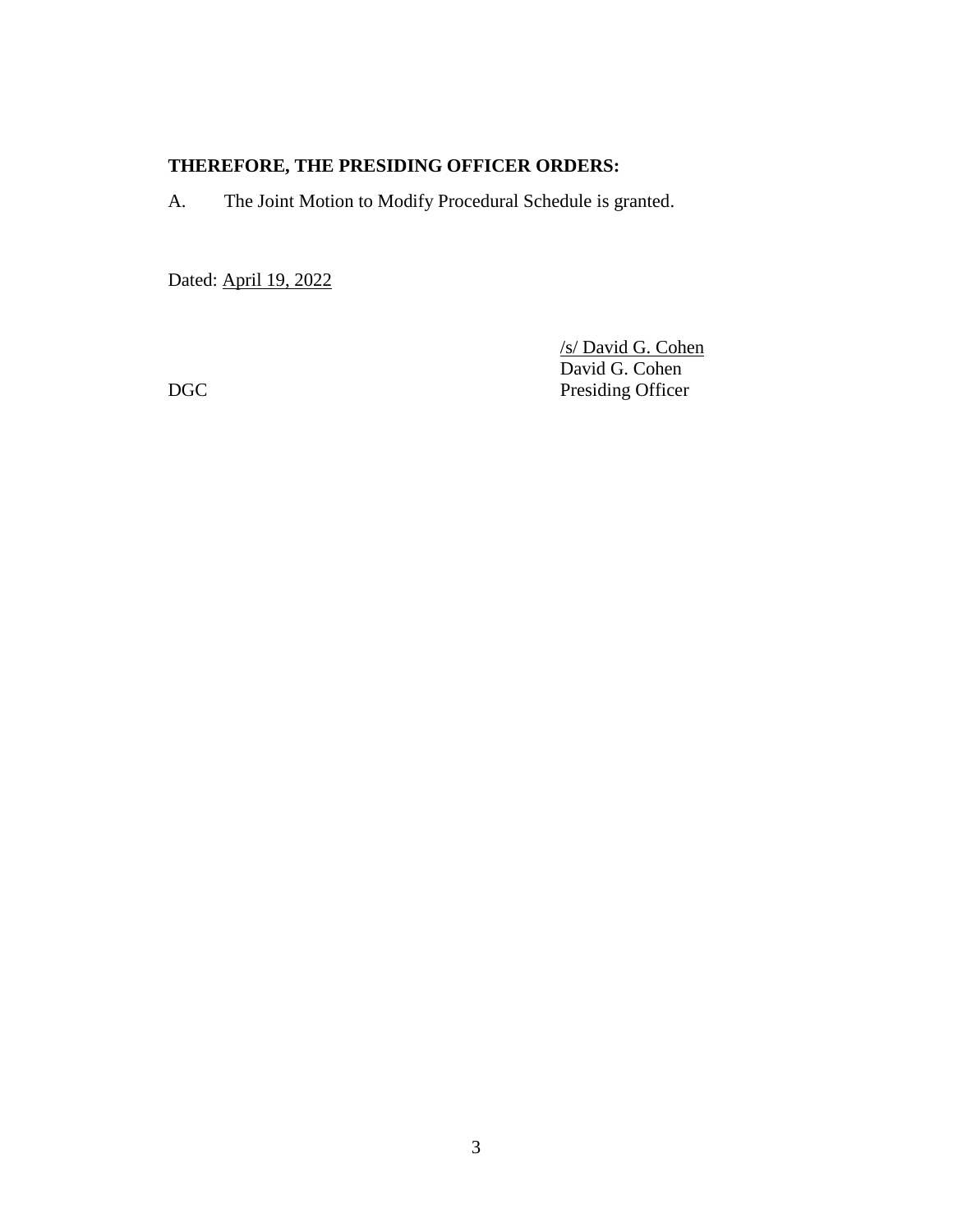**THEREFORE, THE PRESIDING OFFICER ORDERS:**

A. The Joint Motion to Modify Procedural Schedule is granted.

Dated: April 19, 2022

/s/ David G. Cohen
David G. Cohen
Presiding Officer

DGC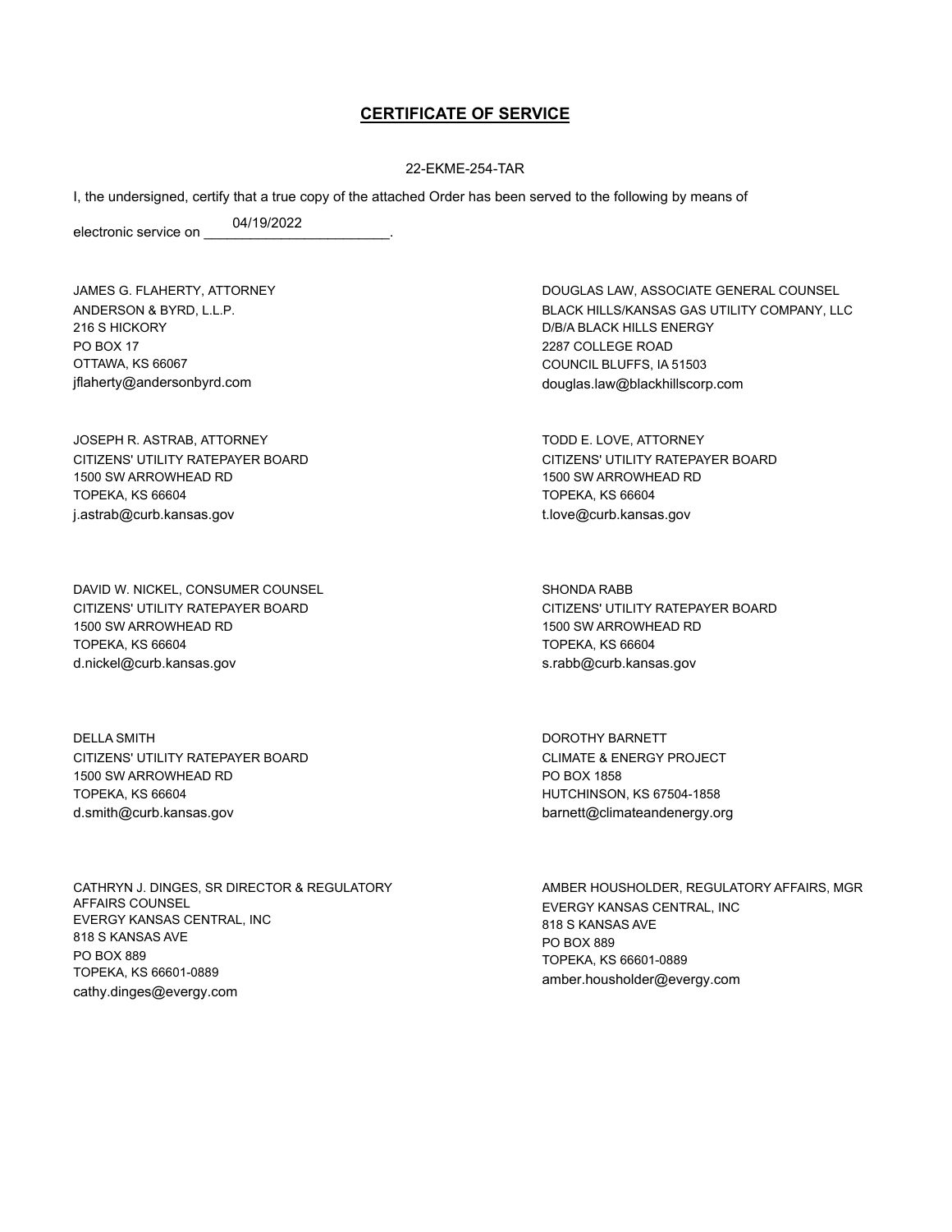# CERTIFICATE OF SERVICE

22-EKME-254-TAR

I, the undersigned, certify that a true copy of the attached Order has been served to the following by means of

electronic service on 04/19/2022.

JAMES G. FLAHERTY, ATTORNEY
ANDERSON & BYRD, L.L.P.
216 S HICKORY
PO BOX 17
OTTAWA, KS 66067
jflaherty@andersonbyrd.com

DOUGLAS LAW, ASSOCIATE GENERAL COUNSEL
BLACK HILLS/KANSAS GAS UTILITY COMPANY, LLC
D/B/A BLACK HILLS ENERGY
2287 COLLEGE ROAD
COUNCIL BLUFFS, IA 51503
douglas.law@blackhillscorp.com

JOSEPH R. ASTRAB, ATTORNEY
CITIZENS' UTILITY RATEPAYER BOARD
1500 SW ARROWHEAD RD
TOPEKA, KS 66604
j.astrab@curb.kansas.gov

TODD E. LOVE, ATTORNEY
CITIZENS' UTILITY RATEPAYER BOARD
1500 SW ARROWHEAD RD
TOPEKA, KS 66604
t.love@curb.kansas.gov

DAVID W. NICKEL, CONSUMER COUNSEL
CITIZENS' UTILITY RATEPAYER BOARD
1500 SW ARROWHEAD RD
TOPEKA, KS 66604
d.nickel@curb.kansas.gov

SHONDA RABB
CITIZENS' UTILITY RATEPAYER BOARD
1500 SW ARROWHEAD RD
TOPEKA, KS 66604
s.rabb@curb.kansas.gov

DELLA SMITH
CITIZENS' UTILITY RATEPAYER BOARD
1500 SW ARROWHEAD RD
TOPEKA, KS 66604
d.smith@curb.kansas.gov

DOROTHY BARNETT
CLIMATE & ENERGY PROJECT
PO BOX 1858
HUTCHINSON, KS 67504-1858
barnett@climateandenergy.org

CATHRYN J. DINGES, SR DIRECTOR & REGULATORY AFFAIRS COUNSEL
EVERGY KANSAS CENTRAL, INC
818 S KANSAS AVE
PO BOX 889
TOPEKA, KS 66601-0889
cathy.dinges@evergy.com

AMBER HOUSHOLDER, REGULATORY AFFAIRS, MGR
EVERGY KANSAS CENTRAL, INC
818 S KANSAS AVE
PO BOX 889
TOPEKA, KS 66601-0889
amber.housholder@evergy.com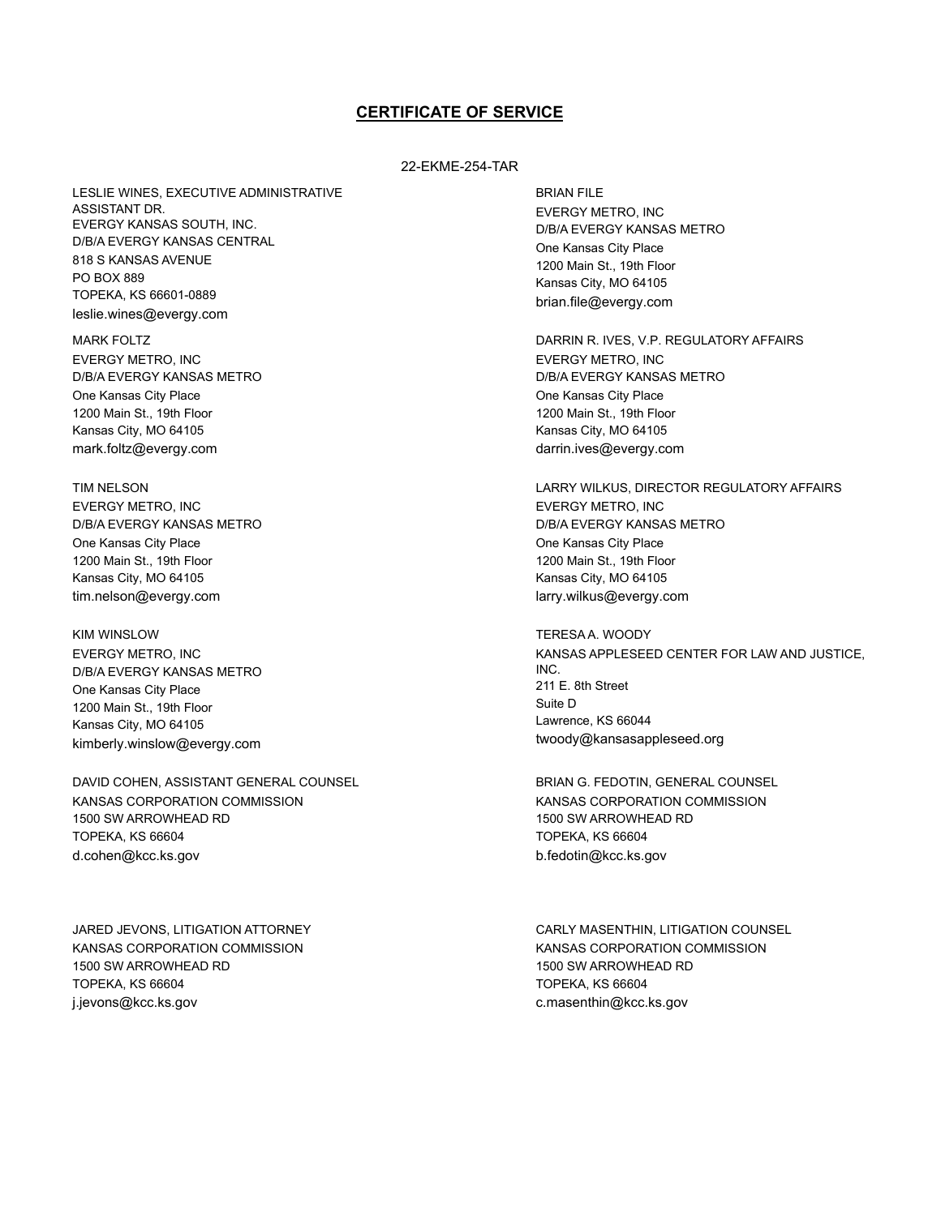## CERTIFICATE OF SERVICE

22-EKME-254-TAR

LESLIE WINES, EXECUTIVE ADMINISTRATIVE ASSISTANT DR.
EVERGY KANSAS SOUTH, INC.
D/B/A EVERGY KANSAS CENTRAL
818 S KANSAS AVENUE
PO BOX 889
TOPEKA, KS 66601-0889
leslie.wines@evergy.com

BRIAN FILE
EVERGY METRO, INC
D/B/A EVERGY KANSAS METRO
One Kansas City Place
1200 Main St., 19th Floor
Kansas City, MO 64105
brian.file@evergy.com

MARK FOLTZ
EVERGY METRO, INC
D/B/A EVERGY KANSAS METRO
One Kansas City Place
1200 Main St., 19th Floor
Kansas City, MO 64105
mark.foltz@evergy.com

DARRIN R. IVES, V.P. REGULATORY AFFAIRS
EVERGY METRO, INC
D/B/A EVERGY KANSAS METRO
One Kansas City Place
1200 Main St., 19th Floor
Kansas City, MO 64105
darrin.ives@evergy.com

TIM NELSON
EVERGY METRO, INC
D/B/A EVERGY KANSAS METRO
One Kansas City Place
1200 Main St., 19th Floor
Kansas City, MO 64105
tim.nelson@evergy.com

LARRY WILKUS, DIRECTOR REGULATORY AFFAIRS
EVERGY METRO, INC
D/B/A EVERGY KANSAS METRO
One Kansas City Place
1200 Main St., 19th Floor
Kansas City, MO 64105
larry.wilkus@evergy.com

KIM WINSLOW
EVERGY METRO, INC
D/B/A EVERGY KANSAS METRO
One Kansas City Place
1200 Main St., 19th Floor
Kansas City, MO 64105
kimberly.winslow@evergy.com

TERESA A. WOODY
KANSAS APPLESEED CENTER FOR LAW AND JUSTICE, INC.
211 E. 8th Street
Suite D
Lawrence, KS 66044
twoody@kansasappleseed.org

DAVID COHEN, ASSISTANT GENERAL COUNSEL
KANSAS CORPORATION COMMISSION
1500 SW ARROWHEAD RD
TOPEKA, KS 66604
d.cohen@kcc.ks.gov

BRIAN G. FEDOTIN, GENERAL COUNSEL
KANSAS CORPORATION COMMISSION
1500 SW ARROWHEAD RD
TOPEKA, KS 66604
b.fedotin@kcc.ks.gov

JARED JEVONS, LITIGATION ATTORNEY
KANSAS CORPORATION COMMISSION
1500 SW ARROWHEAD RD
TOPEKA, KS 66604
j.jevons@kcc.ks.gov

CARLY MASENTHIN, LITIGATION COUNSEL
KANSAS CORPORATION COMMISSION
1500 SW ARROWHEAD RD
TOPEKA, KS 66604
c.masenthin@kcc.ks.gov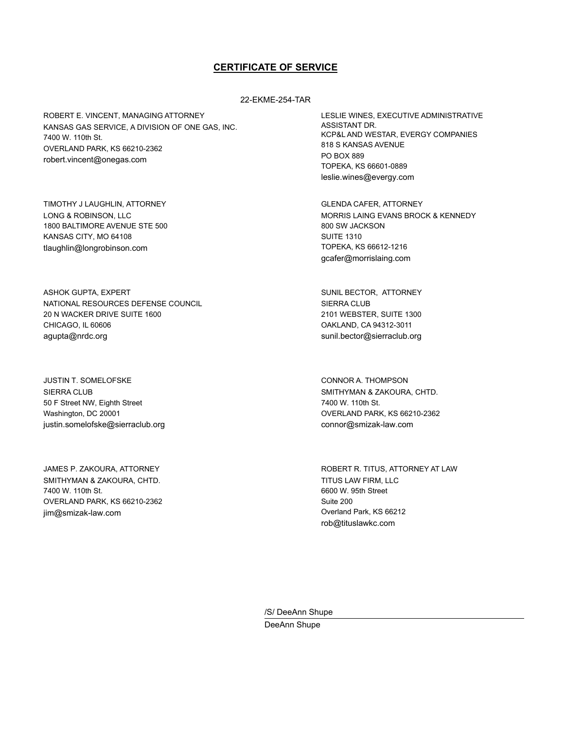## **CERTIFICATE OF SERVICE**

22-EKME-254-TAR

ROBERT E. VINCENT, MANAGING ATTORNEY
KANSAS GAS SERVICE, A DIVISION OF ONE GAS, INC.
7400 W. 110th St.
OVERLAND PARK, KS 66210-2362
robert.vincent@onegas.com

LESLIE WINES, EXECUTIVE ADMINISTRATIVE ASSISTANT DR.
KCP&L AND WESTAR, EVERGY COMPANIES
818 S KANSAS AVENUE
PO BOX 889
TOPEKA, KS 66601-0889
leslie.wines@evergy.com

TIMOTHY J LAUGHLIN, ATTORNEY
LONG & ROBINSON, LLC
1800 BALTIMORE AVENUE STE 500
KANSAS CITY, MO 64108
tlaughlin@longrobinson.com

GLENDA CAFER, ATTORNEY
MORRIS LAING EVANS BROCK & KENNEDY
800 SW JACKSON
SUITE 1310
TOPEKA, KS 66612-1216
gcafer@morrislaing.com

ASHOK GUPTA, EXPERT
NATIONAL RESOURCES DEFENSE COUNCIL
20 N WACKER DRIVE SUITE 1600
CHICAGO, IL 60606
agupta@nrdc.org

SUNIL BECTOR, ATTORNEY
SIERRA CLUB
2101 WEBSTER, SUITE 1300
OAKLAND, CA 94312-3011
sunil.bector@sierraclub.org

JUSTIN T. SOMELOFSKE
SIERRA CLUB
50 F Street NW, Eighth Street
Washington, DC 20001
justin.somelofske@sierraclub.org

CONNOR A. THOMPSON
SMITHYMAN & ZAKOURA, CHTD.
7400 W. 110th St.
OVERLAND PARK, KS 66210-2362
connor@smizak-law.com

JAMES P. ZAKOURA, ATTORNEY
SMITHYMAN & ZAKOURA, CHTD.
7400 W. 110th St.
OVERLAND PARK, KS 66210-2362
jim@smizak-law.com

ROBERT R. TITUS, ATTORNEY AT LAW
TITUS LAW FIRM, LLC
6600 W. 95th Street
Suite 200
Overland Park, KS 66212
rob@tituslawkc.com

/S/ DeeAnn Shupe

DeeAnn Shupe